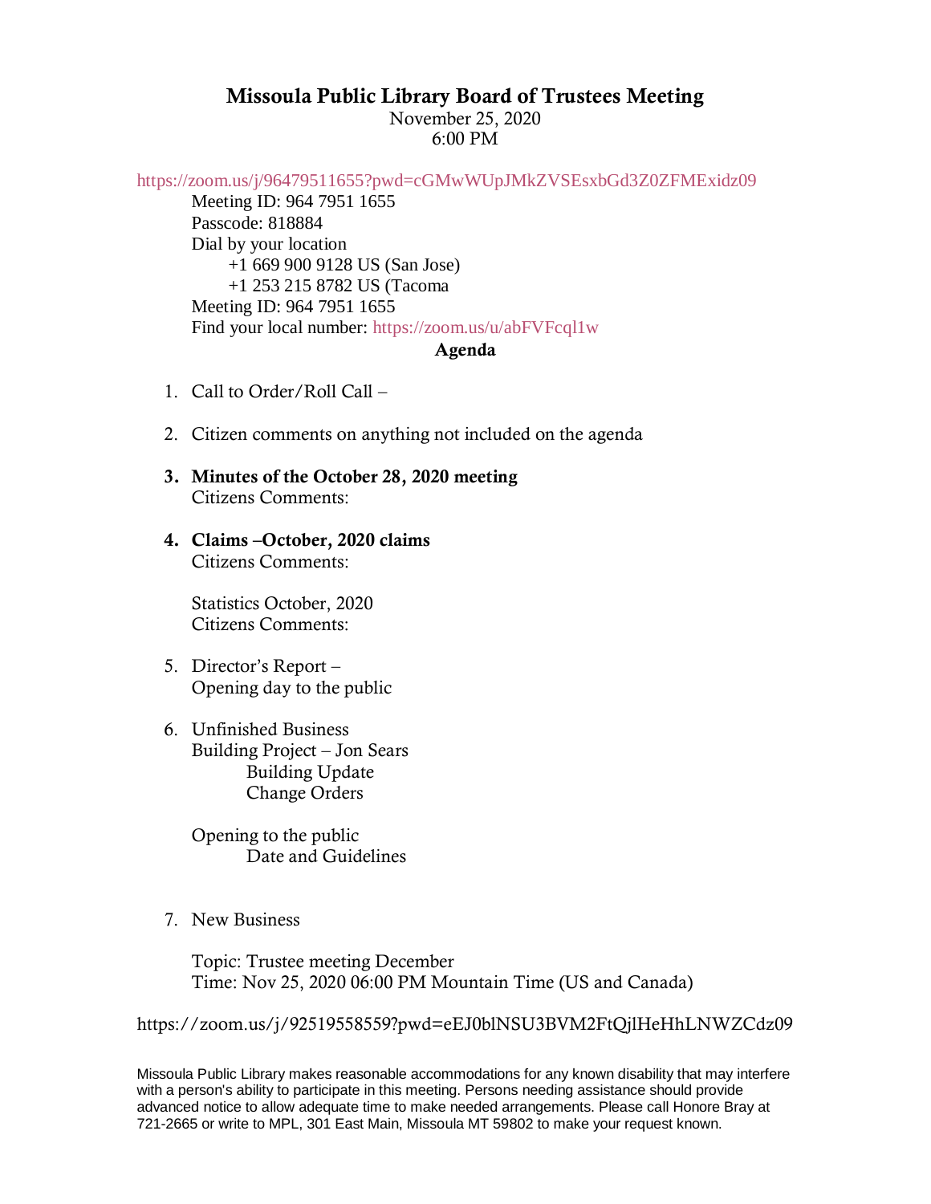# Missoula Public Library Board of Trustees Meeting

November 25, 2020
6:00 PM

https://zoom.us/j/96479511655?pwd=cGMwWUpJMkZVSEsxbGd3Z0ZFMExidz09

Meeting ID: 964 7951 1655
Passcode: 818884
Dial by your location
+1 669 900 9128 US (San Jose)
+1 253 215 8782 US (Tacoma
Meeting ID: 964 7951 1655
Find your local number: https://zoom.us/u/abFVFcql1w

## Agenda

1. Call to Order/Roll Call –

2. Citizen comments on anything not included on the agenda

3. **Minutes of the October 28, 2020 meeting**
   Citizens Comments:

4. **Claims –October, 2020 claims**
   Citizens Comments:

   Statistics October, 2020
   Citizens Comments:

5. Director's Report –
   Opening day to the public

6. Unfinished Business
   Building Project – Jon Sears
   - Building Update
   - Change Orders

   Opening to the public
   - Date and Guidelines

7. New Business

   Topic: Trustee meeting December
   Time: Nov 25, 2020 06:00 PM Mountain Time (US and Canada)

https://zoom.us/j/92519558559?pwd=eEJ0blNSU3BVM2FtQjlHeHhLNWZCdz09

Missoula Public Library makes reasonable accommodations for any known disability that may interfere with a person's ability to participate in this meeting. Persons needing assistance should provide advanced notice to allow adequate time to make needed arrangements. Please call Honore Bray at 721-2665 or write to MPL, 301 East Main, Missoula MT 59802 to make your request known.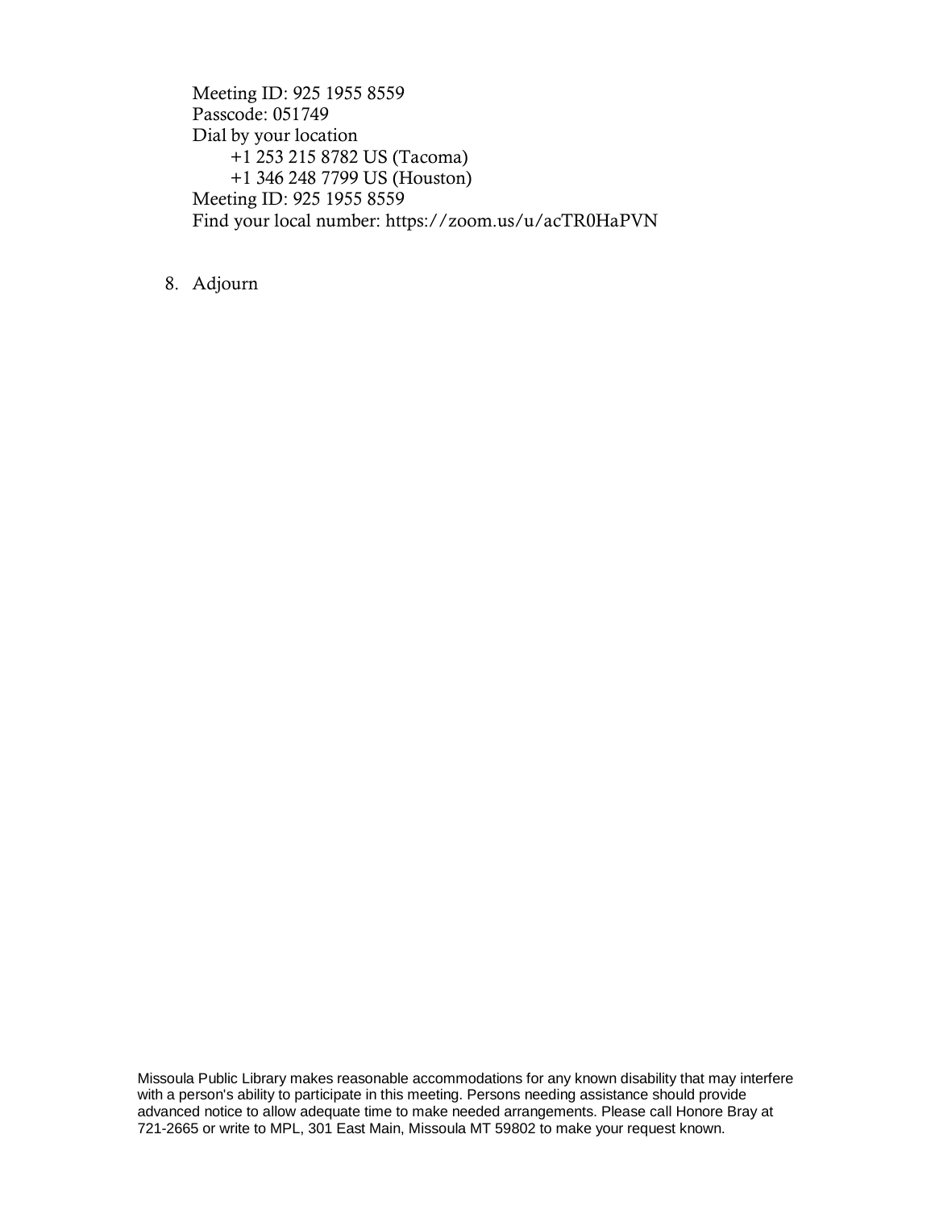Meeting ID: 925 1955 8559
Passcode: 051749
Dial by your location
    +1 253 215 8782 US (Tacoma)
    +1 346 248 7799 US (Houston)
Meeting ID: 925 1955 8559
Find your local number: https://zoom.us/u/acTR0HaPVN

8. Adjourn

Missoula Public Library makes reasonable accommodations for any known disability that may interfere with a person's ability to participate in this meeting. Persons needing assistance should provide advanced notice to allow adequate time to make needed arrangements. Please call Honore Bray at 721-2665 or write to MPL, 301 East Main, Missoula MT 59802 to make your request known.